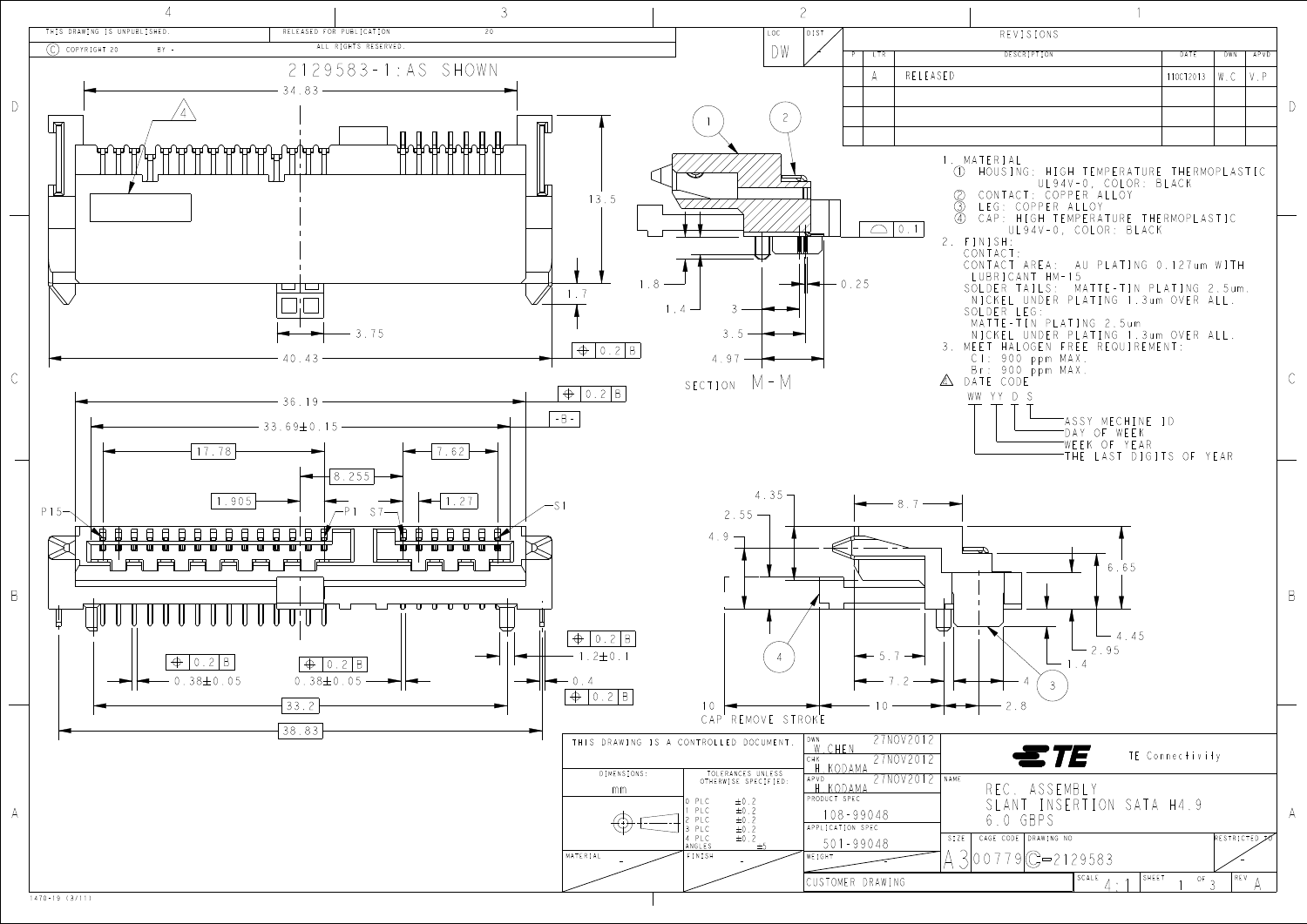THIS DRAWING IS UNPUBLISHED. © COPYRIGHT 20 BY -

RELEASED FOR PUBLICATION 20 ALL RIGHTS RESERVED.

LOC: DW

DIST: -

## REVISIONS

| P | LTR | DESCRIPTION | DATE | DWN | APVD |
|---|---|---|---|---|---|
| | A | RELEASED | 11OCT2013 | W.C | V.P |

# 2129583-1: AS SHOWN

1. MATERIAL
   - ① HOUSING: HIGH TEMPERATURE THERMOPLASTIC UL94V-0, COLOR: BLACK
   - ② CONTACT: COPPER ALLOY
   - ③ LEG: COPPER ALLOY
   - ④ CAP: HIGH TEMPERATURE THERMOPLASTIC UL94V-0, COLOR: BLACK
2. FINISH:
   - CONTACT:
     - CONTACT AREA: AU PLATING 0.127um WITH LUBRICANT HM-15
     - SOLDER TAILS: MATTE-TIN PLATING 2.5um. NICKEL UNDER PLATING 1.3um OVER ALL.
   - SOLDER LEG:
     - MATTE-TIN PLATING 2.5um
     - NICKEL UNDER PLATING 1.3um OVER ALL.
3. MEET HALOGEN FREE REQUIREMENT:
   - Cl: 900 ppm MAX.
   - Br: 900 ppm MAX.
4. DATE CODE
   - WW YY D S
     - S: ASSY MACHINE ID
     - D: DAY OF WEEK
     - WW: WEEK OF YEAR
     - YY: THE LAST DIGITS OF YEAR

Dimensions: 34.83, 13.5, 1.7, 3.75, 40.43, ⊕ 0.2 B, 36.19, 33.69±0.15, -B-, 17.78, 8.255, 7.62, 1.905, 1.27, P15, P1, S7, S1, 0.38±0.05, 1.2±0.1, 0.4, 33.2, 38.83

SECTION M-M: 1.8, 1.4, 3, 3.5, 4.97, 0.25, ⌓ 0.1

4.35, 2.55, 4.9, 8.7, 6.65, 4.45, 2.95, 1.4, 5.7, 7.2, 4, 10, 10, 2.8

10 CAP REMOVE STROKE

| | |
|---|---|
| THIS DRAWING IS A CONTROLLED DOCUMENT. | |
| DIMENSIONS: mm | TOLERANCES UNLESS OTHERWISE SPECIFIED: 0 PLC ±0.2, 1 PLC ±0.2, 2 PLC ±0.2, 3 PLC ±0.2, 4 PLC ±0.2, ANGLES ±5 |
| MATERIAL - | FINISH - |
| DWN W.CHEN 27NOV2012 | |
| CHK H.KODAMA 27NOV2012 | |
| APVD H.KODAMA 27NOV2012 | |
| PRODUCT SPEC 108-99048 | |
| APPLICATION SPEC 501-99048 | |
| WEIGHT - | |

TE Connectivity

NAME: REC. ASSEMBLY SLANT INSERTION SATA H4.9 6.0 GBPS

SIZE: A3 | CAGE CODE: 00779 | DRAWING NO: C-2129583 | RESTRICTED TO: -

CUSTOMER DRAWING | SCALE 4:1 | SHEET 1 OF 3 | REV A

1470-19 (3/11)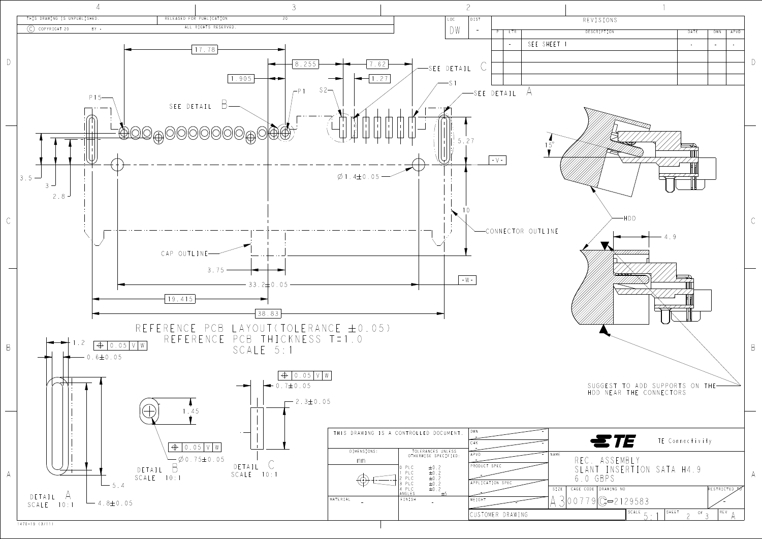THIS DRAWING IS UNPUBLISHED. © COPYRIGHT 20 BY -

RELEASED FOR PUBLICATION 20 ALL RIGHTS RESERVED.

| LOC | DIST |
|---|---|
| DW | - |

| REVISIONS | | | | | |
|---|---|---|---|---|---|
| P | LTR | DESCRIPTION | DATE | DWN | APVD |
| | - | SEE SHEET 1 | - | - | - |

17.78
8.255
7.62
1.905
1.27
P15
P1
S2
S1
SEE DETAIL B
SEE DETAIL C
SEE DETAIL A
5.27
-V-
3.5
3
2.8
Ø1.4±0.05
10
CONNECTOR OUTLINE
CAP OUTLINE
3.75
33.2±0.05
-W-
19.415
38.83

REFERENCE PCB LAYOUT(TOLERANCE ±0.05)
REFERENCE PCB THICKNESS T=1.0
SCALE 5:1

15°
HDD
4.9
SUGGEST TO ADD SUPPORTS ON THE HDD NEAR THE CONNECTORS

1.2
⊕ 0.05 V W
0.6±0.05
5.4
4.8±0.05
DETAIL A
SCALE 10:1

1.45
⊕ 0.05 V W
Ø0.75±0.05
DETAIL B
SCALE 10:1

⊕ 0.05 V W
0.7±0.05
2.3±0.05
DETAIL C
SCALE 10:1

THIS DRAWING IS A CONTROLLED DOCUMENT.

| DIMENSIONS: | TOLERANCES UNLESS OTHERWISE SPECIFIED: |
|---|---|
| mm | 0 PLC ±0.2<br>1 PLC ±0.2<br>2 PLC ±0.2<br>3 PLC ±0.2<br>4 PLC ±0.2<br>ANGLES ±5 |
| MATERIAL - | FINISH - |

DWN -
CHK -
APVD -
PRODUCT SPEC -
APPLICATION SPEC -
WEIGHT -

TE Connectivity

NAME: REC. ASSEMBLY SLANT INSERTION SATA H4.9 6.0 GBPS

| SIZE | CAGE CODE | DRAWING NO | RESTRICTED TO |
|---|---|---|---|
| A3 | 00779 | C-2129583 | - |

CUSTOMER DRAWING

| SCALE | SHEET | REV |
|---|---|---|
| 5:1 | 2 OF 3 | A |

1470-19 (3/11)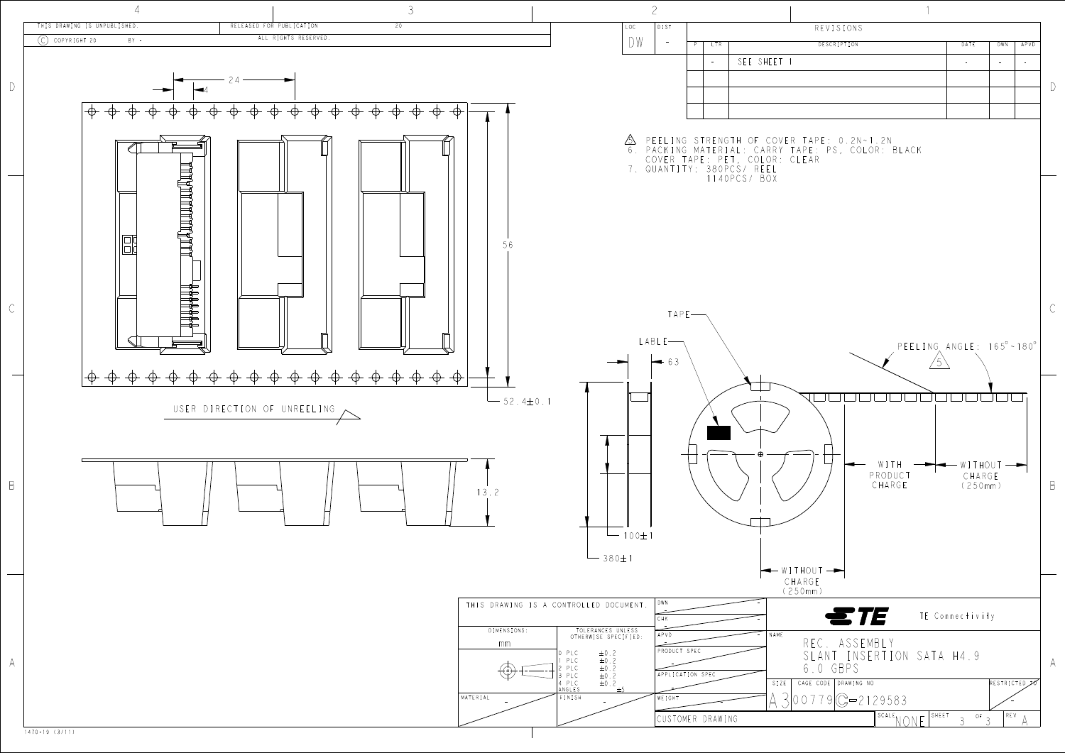THIS DRAWING IS UNPUBLISHED. © COPYRIGHT 20 BY -

RELEASED FOR PUBLICATION 20 ALL RIGHTS RESERVED.

| LOC | DIST |
|---|---|
| DW | - |

REVISIONS

| P | LTR | DESCRIPTION | DATE | DWN | APVD |
|---|---|---|---|---|---|
| | - | SEE SHEET 1 | - | - | - |

5. PEELING STRENGTH OF COVER TAPE: 0.2N~1.2N
6. PACKING MATERIAL: CARRY TAPE: PS, COLOR: BLACK
   COVER TAPE: PET, COLOR: CLEAR
7. QUANTITY: 380PCS/ REEL
   1140PCS/ BOX

24

4

56

52.4±0.1

USER DIRECTION OF UNREELING

13.2

TAPE

LABLE

63

100±1

380±1

PEELING ANGLE: 165°~180° 5

WITH PRODUCT CHARGE

WITHOUT CHARGE (250mm)

WITHOUT CHARGE (250mm)

THIS DRAWING IS A CONTROLLED DOCUMENT.

| | |
|---|---|
| DIMENSIONS: mm | TOLERANCES UNLESS OTHERWISE SPECIFIED: 0 PLC ±0.2, 1 PLC ±0.2, 2 PLC ±0.2, 3 PLC ±0.2, 4 PLC ±0.2, ANGLES ±5 |
| MATERIAL - | FINISH - |

DWN - | CHK - | APVD - | PRODUCT SPEC - | APPLICATION SPEC - | WEIGHT -

TE Connectivity

NAME: REC. ASSEMBLY SLANT INSERTION SATA H4.9 6.0 GBPS

| SIZE | CAGE CODE | DRAWING NO | RESTRICTED TO |
|---|---|---|---|
| A3 | 00779 | C-2129583 | - |

CUSTOMER DRAWING | SCALE NONE | SHEET 3 OF 3 | REV A

1470-19 (3/11)